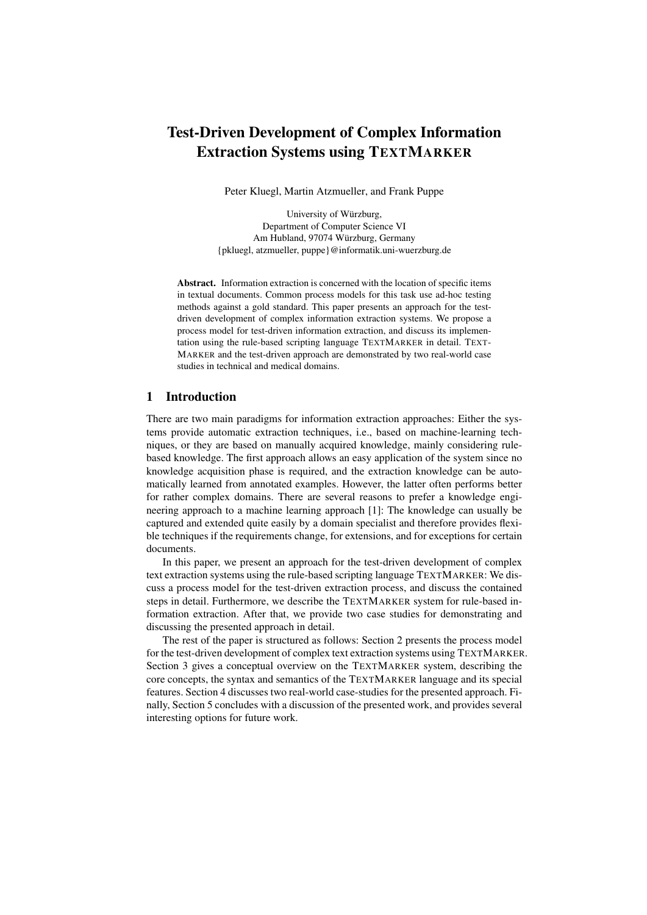// Test-Driven Development of Complex Information Extraction Systems using TextMarker

Peter Kluegl, Martin Atzmueller, and Frank Puppe

University of Würzburg,
Department of Computer Science VI
Am Hubland, 97074 Würzburg, Germany
{pkluegl, atzmueller, puppe}@informatik.uni-wuerzburg.de

**Abstract.** Information extraction is concerned with the location of specific items in textual documents. Common process models for this task use ad-hoc testing methods against a gold standard. This paper presents an approach for the test-driven development of complex information extraction systems. We propose a process model for test-driven information extraction, and discuss its implementation using the rule-based scripting language TextMarker in detail. TextMarker and the test-driven approach are demonstrated by two real-world case studies in technical and medical domains.

## 1 Introduction

There are two main paradigms for information extraction approaches: Either the systems provide automatic extraction techniques, i.e., based on machine-learning techniques, or they are based on manually acquired knowledge, mainly considering rule-based knowledge. The first approach allows an easy application of the system since no knowledge acquisition phase is required, and the extraction knowledge can be automatically learned from annotated examples. However, the latter often performs better for rather complex domains. There are several reasons to prefer a knowledge engineering approach to a machine learning approach [1]: The knowledge can usually be captured and extended quite easily by a domain specialist and therefore provides flexible techniques if the requirements change, for extensions, and for exceptions for certain documents.

In this paper, we present an approach for the test-driven development of complex text extraction systems using the rule-based scripting language TextMarker: We discuss a process model for the test-driven extraction process, and discuss the contained steps in detail. Furthermore, we describe the TextMarker system for rule-based information extraction. After that, we provide two case studies for demonstrating and discussing the presented approach in detail.

The rest of the paper is structured as follows: Section 2 presents the process model for the test-driven development of complex text extraction systems using TextMarker. Section 3 gives a conceptual overview on the TextMarker system, describing the core concepts, the syntax and semantics of the TextMarker language and its special features. Section 4 discusses two real-world case-studies for the presented approach. Finally, Section 5 concludes with a discussion of the presented work, and provides several interesting options for future work.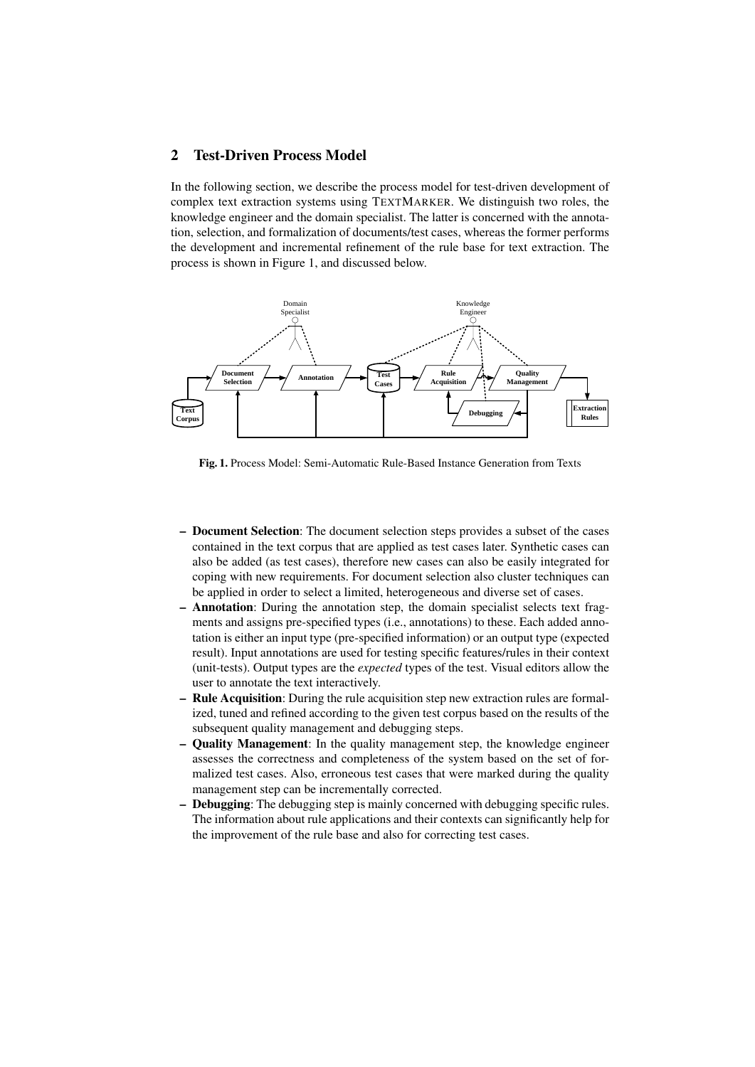## 2 Test-Driven Process Model

In the following section, we describe the process model for test-driven development of complex text extraction systems using TEXTMARKER. We distinguish two roles, the knowledge engineer and the domain specialist. The latter is concerned with the annotation, selection, and formalization of documents/test cases, whereas the former performs the development and incremental refinement of the rule base for text extraction. The process is shown in Figure 1, and discussed below.

**Fig. 1.** Process Model: Semi-Automatic Rule-Based Instance Generation from Texts

- **Document Selection**: The document selection steps provides a subset of the cases contained in the text corpus that are applied as test cases later. Synthetic cases can also be added (as test cases), therefore new cases can also be easily integrated for coping with new requirements. For document selection also cluster techniques can be applied in order to select a limited, heterogeneous and diverse set of cases.
- **Annotation**: During the annotation step, the domain specialist selects text fragments and assigns pre-specified types (i.e., annotations) to these. Each added annotation is either an input type (pre-specified information) or an output type (expected result). Input annotations are used for testing specific features/rules in their context (unit-tests). Output types are the *expected* types of the test. Visual editors allow the user to annotate the text interactively.
- **Rule Acquisition**: During the rule acquisition step new extraction rules are formalized, tuned and refined according to the given test corpus based on the results of the subsequent quality management and debugging steps.
- **Quality Management**: In the quality management step, the knowledge engineer assesses the correctness and completeness of the system based on the set of formalized test cases. Also, erroneous test cases that were marked during the quality management step can be incrementally corrected.
- **Debugging**: The debugging step is mainly concerned with debugging specific rules. The information about rule applications and their contexts can significantly help for the improvement of the rule base and also for correcting test cases.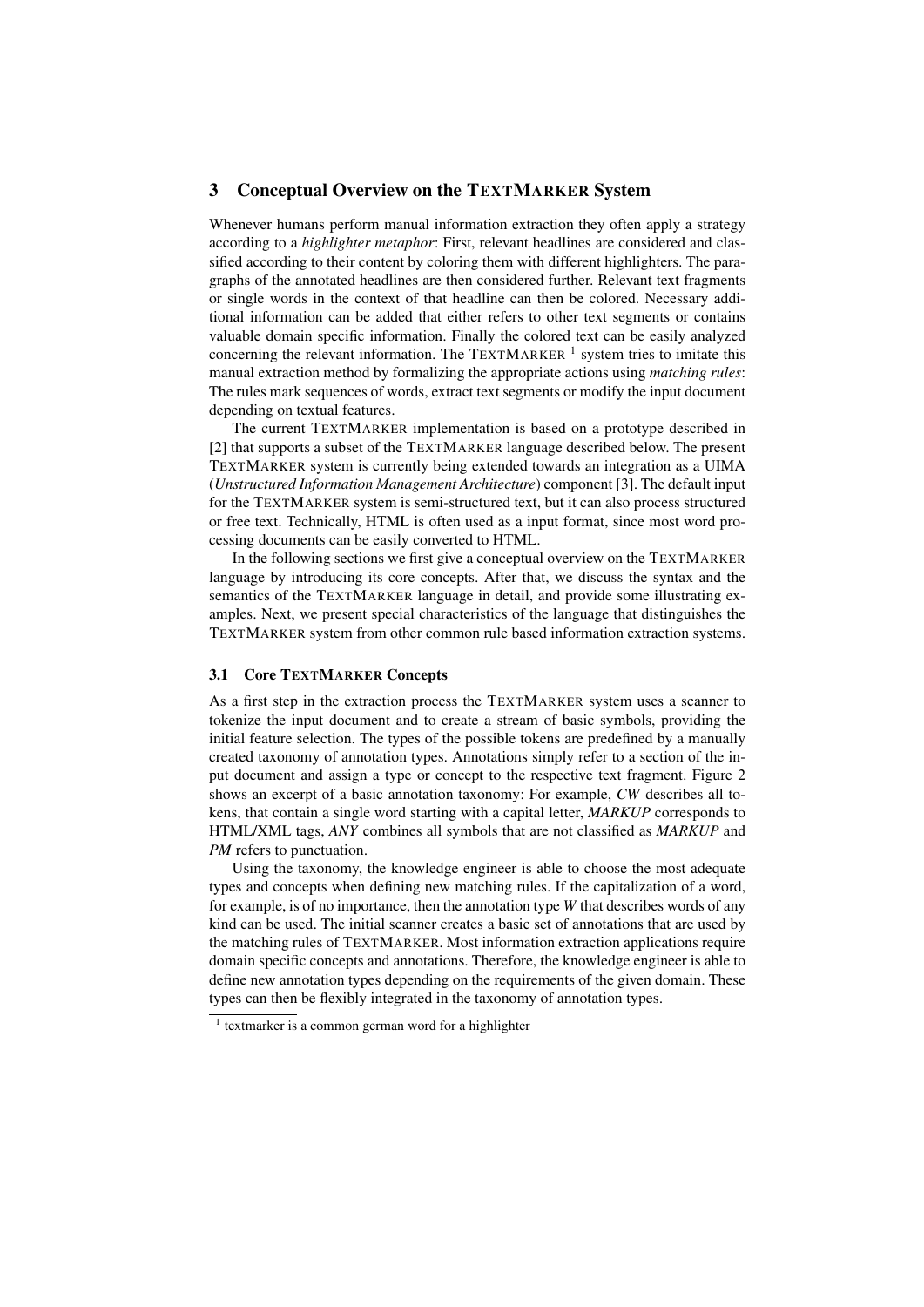## 3 Conceptual Overview on the TEXTMARKER System

Whenever humans perform manual information extraction they often apply a strategy according to a *highlighter metaphor*: First, relevant headlines are considered and classified according to their content by coloring them with different highlighters. The paragraphs of the annotated headlines are then considered further. Relevant text fragments or single words in the context of that headline can then be colored. Necessary additional information can be added that either refers to other text segments or contains valuable domain specific information. Finally the colored text can be easily analyzed concerning the relevant information. The TEXTMARKER [1] system tries to imitate this manual extraction method by formalizing the appropriate actions using *matching rules*: The rules mark sequences of words, extract text segments or modify the input document depending on textual features.

The current TEXTMARKER implementation is based on a prototype described in [2] that supports a subset of the TEXTMARKER language described below. The present TEXTMARKER system is currently being extended towards an integration as a UIMA (*Unstructured Information Management Architecture*) component [3]. The default input for the TEXTMARKER system is semi-structured text, but it can also process structured or free text. Technically, HTML is often used as a input format, since most word processing documents can be easily converted to HTML.

In the following sections we first give a conceptual overview on the TEXTMARKER language by introducing its core concepts. After that, we discuss the syntax and the semantics of the TEXTMARKER language in detail, and provide some illustrating examples. Next, we present special characteristics of the language that distinguishes the TEXTMARKER system from other common rule based information extraction systems.

### 3.1 Core TEXTMARKER Concepts

As a first step in the extraction process the TEXTMARKER system uses a scanner to tokenize the input document and to create a stream of basic symbols, providing the initial feature selection. The types of the possible tokens are predefined by a manually created taxonomy of annotation types. Annotations simply refer to a section of the input document and assign a type or concept to the respective text fragment. Figure 2 shows an excerpt of a basic annotation taxonomy: For example, *CW* describes all tokens, that contain a single word starting with a capital letter, *MARKUP* corresponds to HTML/XML tags, *ANY* combines all symbols that are not classified as *MARKUP* and *PM* refers to punctuation.

Using the taxonomy, the knowledge engineer is able to choose the most adequate types and concepts when defining new matching rules. If the capitalization of a word, for example, is of no importance, then the annotation type *W* that describes words of any kind can be used. The initial scanner creates a basic set of annotations that are used by the matching rules of TEXTMARKER. Most information extraction applications require domain specific concepts and annotations. Therefore, the knowledge engineer is able to define new annotation types depending on the requirements of the given domain. These types can then be flexibly integrated in the taxonomy of annotation types.

[1] textmarker is a common german word for a highlighter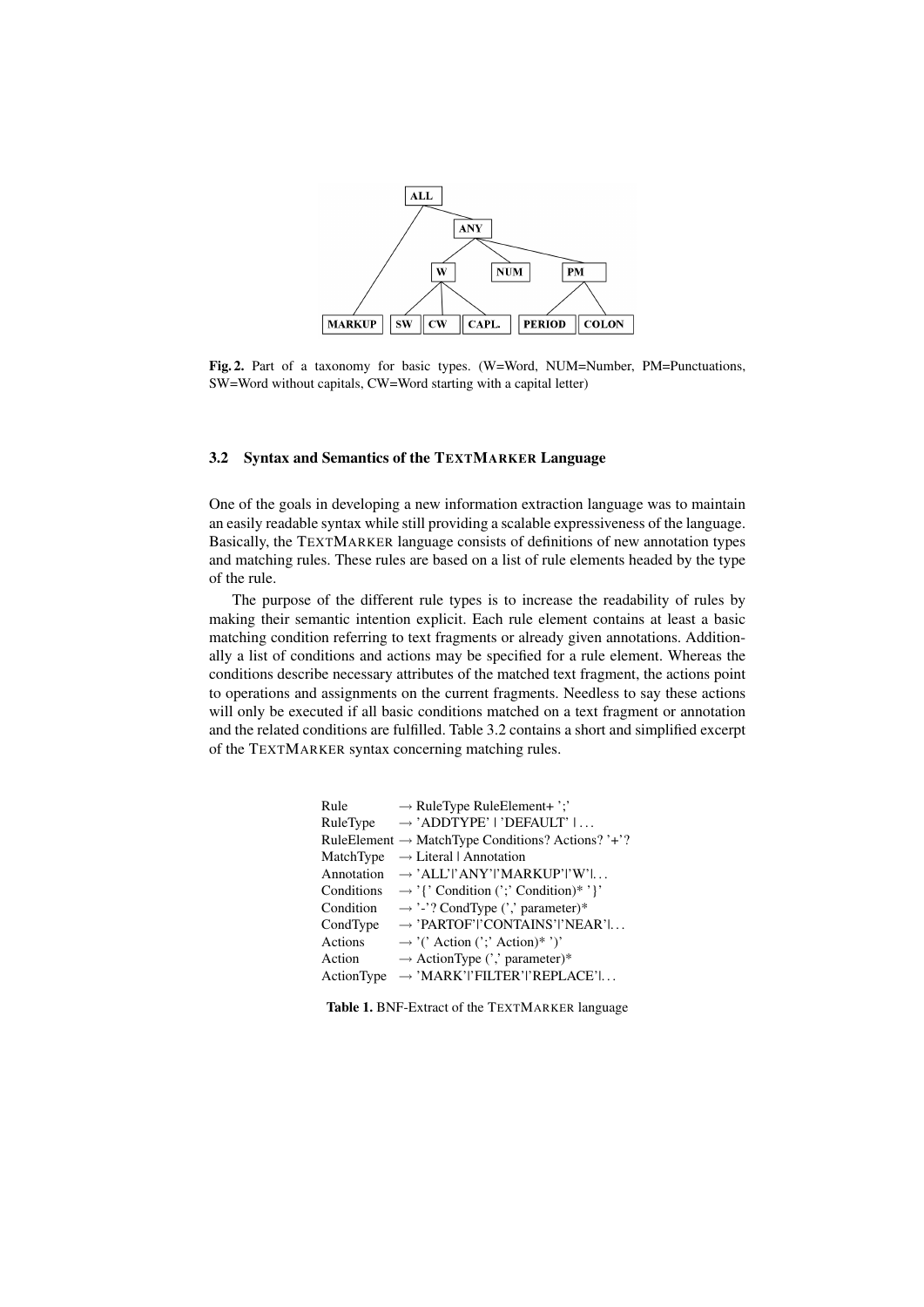Fig. 2. Part of a taxonomy for basic types. (W=Word, NUM=Number, PM=Punctuations, SW=Word without capitals, CW=Word starting with a capital letter)

### 3.2 Syntax and Semantics of the TEXTMARKER Language

One of the goals in developing a new information extraction language was to maintain an easily readable syntax while still providing a scalable expressiveness of the language. Basically, the TEXTMARKER language consists of definitions of new annotation types and matching rules. These rules are based on a list of rule elements headed by the type of the rule.

The purpose of the different rule types is to increase the readability of rules by making their semantic intention explicit. Each rule element contains at least a basic matching condition referring to text fragments or already given annotations. Additionally a list of conditions and actions may be specified for a rule element. Whereas the conditions describe necessary attributes of the matched text fragment, the actions point to operations and assignments on the current fragments. Needless to say these actions will only be executed if all basic conditions matched on a text fragment or annotation and the related conditions are fulfilled. Table 3.2 contains a short and simplified excerpt of the TEXTMARKER syntax concerning matching rules.

| | |
|---|---|
| Rule | → RuleType RuleElement+ ';' |
| RuleType | → 'ADDTYPE' \| 'DEFAULT' \| ... |
| RuleElement | → MatchType Conditions? Actions? '+'? |
| MatchType | → Literal \| Annotation |
| Annotation | → 'ALL'\|'ANY'\|'MARKUP'\|'W'\|... |
| Conditions | → '{' Condition (';' Condition)* '}' |
| Condition | → '-'? CondType (',' parameter)* |
| CondType | → 'PARTOF'\|'CONTAINS'\|'NEAR'\|... |
| Actions | → '(' Action (';' Action)* ')' |
| Action | → ActionType (',' parameter)* |
| ActionType | → 'MARK'\|'FILTER'\|'REPLACE'\|... |

**Table 1.** BNF-Extract of the TEXTMARKER language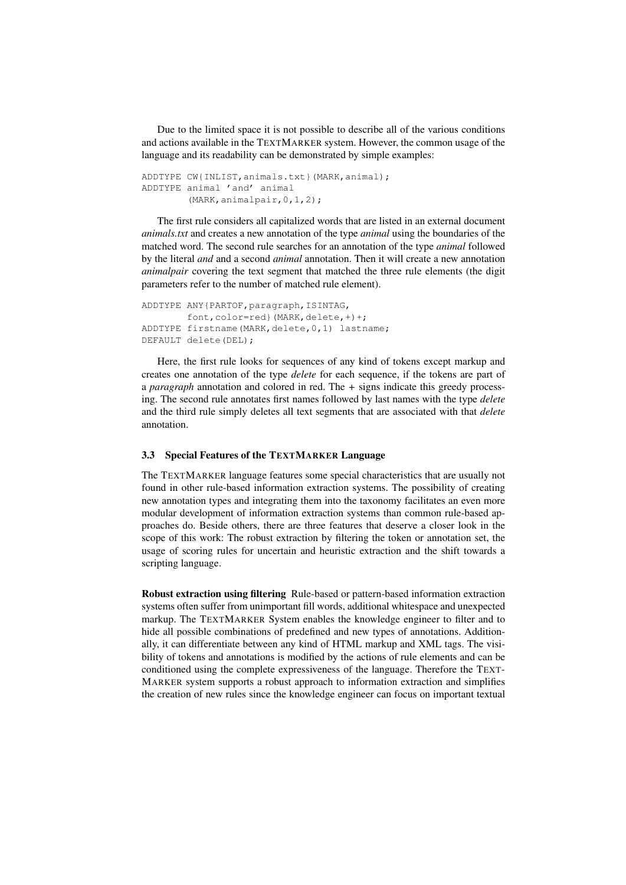Due to the limited space it is not possible to describe all of the various conditions and actions available in the TEXTMARKER system. However, the common usage of the language and its readability can be demonstrated by simple examples:

```
ADDTYPE CW{INLIST,animals.txt}(MARK,animal);
ADDTYPE animal 'and' animal
        (MARK,animalpair,0,1,2);
```

The first rule considers all capitalized words that are listed in an external document *animals.txt* and creates a new annotation of the type *animal* using the boundaries of the matched word. The second rule searches for an annotation of the type *animal* followed by the literal *and* and a second *animal* annotation. Then it will create a new annotation *animalpair* covering the text segment that matched the three rule elements (the digit parameters refer to the number of matched rule element).

```
ADDTYPE ANY{PARTOF,paragraph,ISINTAG,
        font,color=red}(MARK,delete,+)+;
ADDTYPE firstname(MARK,delete,0,1) lastname;
DEFAULT delete(DEL);
```

Here, the first rule looks for sequences of any kind of tokens except markup and creates one annotation of the type *delete* for each sequence, if the tokens are part of a *paragraph* annotation and colored in red. The + signs indicate this greedy processing. The second rule annotates first names followed by last names with the type *delete* and the third rule simply deletes all text segments that are associated with that *delete* annotation.

### 3.3 Special Features of the TEXTMARKER Language

The TEXTMARKER language features some special characteristics that are usually not found in other rule-based information extraction systems. The possibility of creating new annotation types and integrating them into the taxonomy facilitates an even more modular development of information extraction systems than common rule-based approaches do. Beside others, there are three features that deserve a closer look in the scope of this work: The robust extraction by filtering the token or annotation set, the usage of scoring rules for uncertain and heuristic extraction and the shift towards a scripting language.

**Robust extraction using filtering** Rule-based or pattern-based information extraction systems often suffer from unimportant fill words, additional whitespace and unexpected markup. The TEXTMARKER System enables the knowledge engineer to filter and to hide all possible combinations of predefined and new types of annotations. Additionally, it can differentiate between any kind of HTML markup and XML tags. The visibility of tokens and annotations is modified by the actions of rule elements and can be conditioned using the complete expressiveness of the language. Therefore the TEXTMARKER system supports a robust approach to information extraction and simplifies the creation of new rules since the knowledge engineer can focus on important textual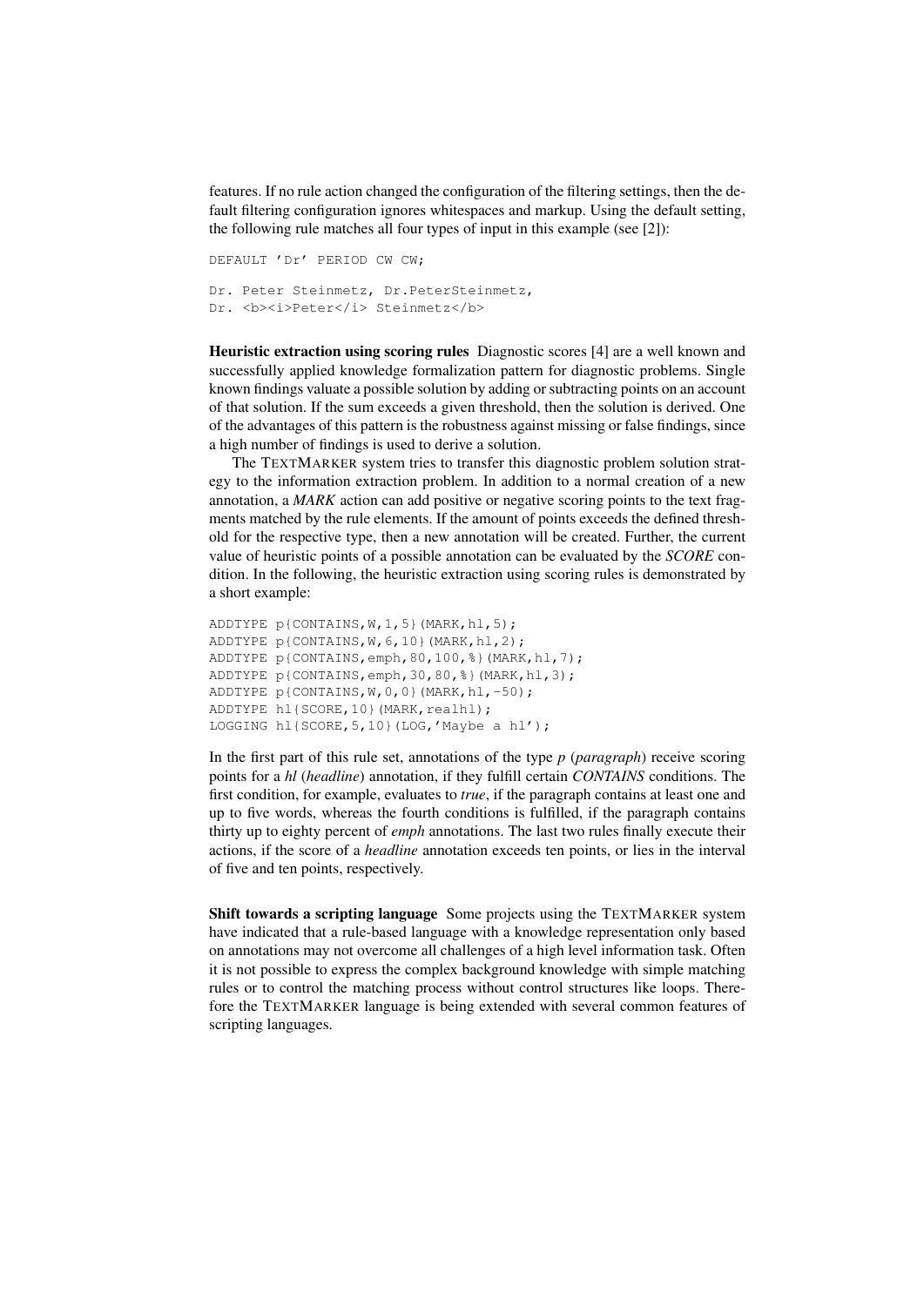features. If no rule action changed the configuration of the filtering settings, then the default filtering configuration ignores whitespaces and markup. Using the default setting, the following rule matches all four types of input in this example (see [2]):

```
DEFAULT 'Dr' PERIOD CW CW;

Dr. Peter Steinmetz, Dr.PeterSteinmetz,
Dr. <b><i>Peter</i> Steinmetz</b>
```

**Heuristic extraction using scoring rules** Diagnostic scores [4] are a well known and successfully applied knowledge formalization pattern for diagnostic problems. Single known findings valuate a possible solution by adding or subtracting points on an account of that solution. If the sum exceeds a given threshold, then the solution is derived. One of the advantages of this pattern is the robustness against missing or false findings, since a high number of findings is used to derive a solution.

The TEXTMARKER system tries to transfer this diagnostic problem solution strategy to the information extraction problem. In addition to a normal creation of a new annotation, a ***MARK*** action can add positive or negative scoring points to the text fragments matched by the rule elements. If the amount of points exceeds the defined threshold for the respective type, then a new annotation will be created. Further, the current value of heuristic points of a possible annotation can be evaluated by the ***SCORE*** condition. In the following, the heuristic extraction using scoring rules is demonstrated by a short example:

```
ADDTYPE p{CONTAINS,W,1,5}(MARK,hl,5);
ADDTYPE p{CONTAINS,W,6,10}(MARK,hl,2);
ADDTYPE p{CONTAINS,emph,80,100,%}(MARK,hl,7);
ADDTYPE p{CONTAINS,emph,30,80,%}(MARK,hl,3);
ADDTYPE p{CONTAINS,W,0,0}(MARK,hl,-50);
ADDTYPE hl{SCORE,10}(MARK,realhl);
LOGGING hl{SCORE,5,10}(LOG,'Maybe a hl');
```

In the first part of this rule set, annotations of the type *p* (*paragraph*) receive scoring points for a *hl* (*headline*) annotation, if they fulfill certain ***CONTAINS*** conditions. The first condition, for example, evaluates to *true*, if the paragraph contains at least one and up to five words, whereas the fourth conditions is fulfilled, if the paragraph contains thirty up to eighty percent of *emph* annotations. The last two rules finally execute their actions, if the score of a *headline* annotation exceeds ten points, or lies in the interval of five and ten points, respectively.

**Shift towards a scripting language** Some projects using the TEXTMARKER system have indicated that a rule-based language with a knowledge representation only based on annotations may not overcome all challenges of a high level information task. Often it is not possible to express the complex background knowledge with simple matching rules or to control the matching process without control structures like loops. Therefore the TEXTMARKER language is being extended with several common features of scripting languages.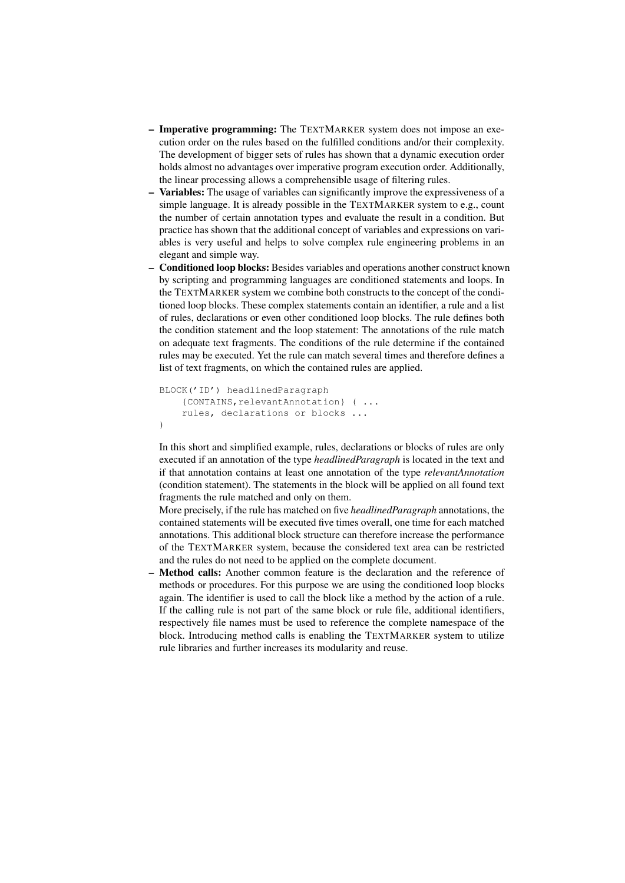- **Imperative programming:** The TEXTMARKER system does not impose an execution order on the rules based on the fulfilled conditions and/or their complexity. The development of bigger sets of rules has shown that a dynamic execution order holds almost no advantages over imperative program execution order. Additionally, the linear processing allows a comprehensible usage of filtering rules.
- **Variables:** The usage of variables can significantly improve the expressiveness of a simple language. It is already possible in the TEXTMARKER system to e.g., count the number of certain annotation types and evaluate the result in a condition. But practice has shown that the additional concept of variables and expressions on variables is very useful and helps to solve complex rule engineering problems in an elegant and simple way.
- **Conditioned loop blocks:** Besides variables and operations another construct known by scripting and programming languages are conditioned statements and loops. In the TEXTMARKER system we combine both constructs to the concept of the conditioned loop blocks. These complex statements contain an identifier, a rule and a list of rules, declarations or even other conditioned loop blocks. The rule defines both the condition statement and the loop statement: The annotations of the rule match on adequate text fragments. The conditions of the rule determine if the contained rules may be executed. Yet the rule can match several times and therefore defines a list of text fragments, on which the contained rules are applied.

  ```
  BLOCK('ID') headlinedParagraph
      {CONTAINS,relevantAnnotation} ( ...
      rules, declarations or blocks ...
  )
  ```

  In this short and simplified example, rules, declarations or blocks of rules are only executed if an annotation of the type *headlinedParagraph* is located in the text and if that annotation contains at least one annotation of the type *relevantAnnotation* (condition statement). The statements in the block will be applied on all found text fragments the rule matched and only on them.
  More precisely, if the rule has matched on five *headlinedParagraph* annotations, the contained statements will be executed five times overall, one time for each matched annotations. This additional block structure can therefore increase the performance of the TEXTMARKER system, because the considered text area can be restricted and the rules do not need to be applied on the complete document.
- **Method calls:** Another common feature is the declaration and the reference of methods or procedures. For this purpose we are using the conditioned loop blocks again. The identifier is used to call the block like a method by the action of a rule. If the calling rule is not part of the same block or rule file, additional identifiers, respectively file names must be used to reference the complete namespace of the block. Introducing method calls is enabling the TEXTMARKER system to utilize rule libraries and further increases its modularity and reuse.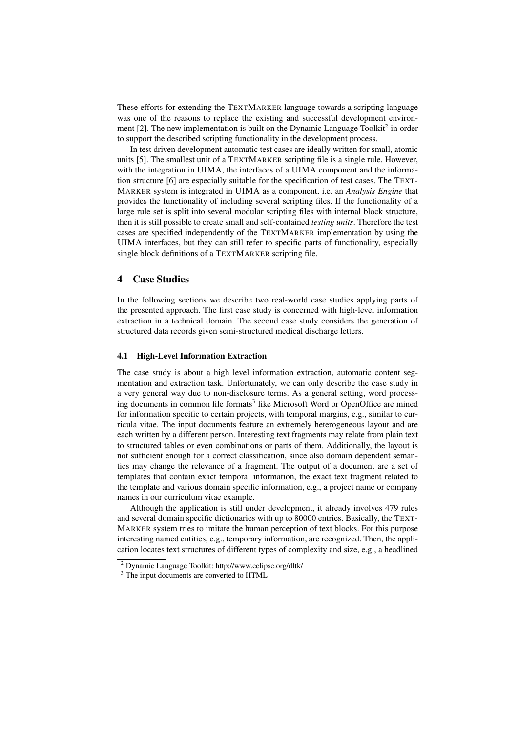These efforts for extending the TEXTMARKER language towards a scripting language was one of the reasons to replace the existing and successful development environment [2]. The new implementation is built on the Dynamic Language Toolkit[2] in order to support the described scripting functionality in the development process.

In test driven development automatic test cases are ideally written for small, atomic units [5]. The smallest unit of a TEXTMARKER scripting file is a single rule. However, with the integration in UIMA, the interfaces of a UIMA component and the information structure [6] are especially suitable for the specification of test cases. The TEXTMARKER system is integrated in UIMA as a component, i.e. an *Analysis Engine* that provides the functionality of including several scripting files. If the functionality of a large rule set is split into several modular scripting files with internal block structure, then it is still possible to create small and self-contained *testing units*. Therefore the test cases are specified independently of the TEXTMARKER implementation by using the UIMA interfaces, but they can still refer to specific parts of functionality, especially single block definitions of a TEXTMARKER scripting file.

## 4 Case Studies

In the following sections we describe two real-world case studies applying parts of the presented approach. The first case study is concerned with high-level information extraction in a technical domain. The second case study considers the generation of structured data records given semi-structured medical discharge letters.

### 4.1 High-Level Information Extraction

The case study is about a high level information extraction, automatic content segmentation and extraction task. Unfortunately, we can only describe the case study in a very general way due to non-disclosure terms. As a general setting, word processing documents in common file formats[3] like Microsoft Word or OpenOffice are mined for information specific to certain projects, with temporal margins, e.g., similar to curricula vitae. The input documents feature an extremely heterogeneous layout and are each written by a different person. Interesting text fragments may relate from plain text to structured tables or even combinations or parts of them. Additionally, the layout is not sufficient enough for a correct classification, since also domain dependent semantics may change the relevance of a fragment. The output of a document are a set of templates that contain exact temporal information, the exact text fragment related to the template and various domain specific information, e.g., a project name or company names in our curriculum vitae example.

Although the application is still under development, it already involves 479 rules and several domain specific dictionaries with up to 80000 entries. Basically, the TEXTMARKER system tries to imitate the human perception of text blocks. For this purpose interesting named entities, e.g., temporary information, are recognized. Then, the application locates text structures of different types of complexity and size, e.g., a headlined

[2] Dynamic Language Toolkit: http://www.eclipse.org/dltk/

[3] The input documents are converted to HTML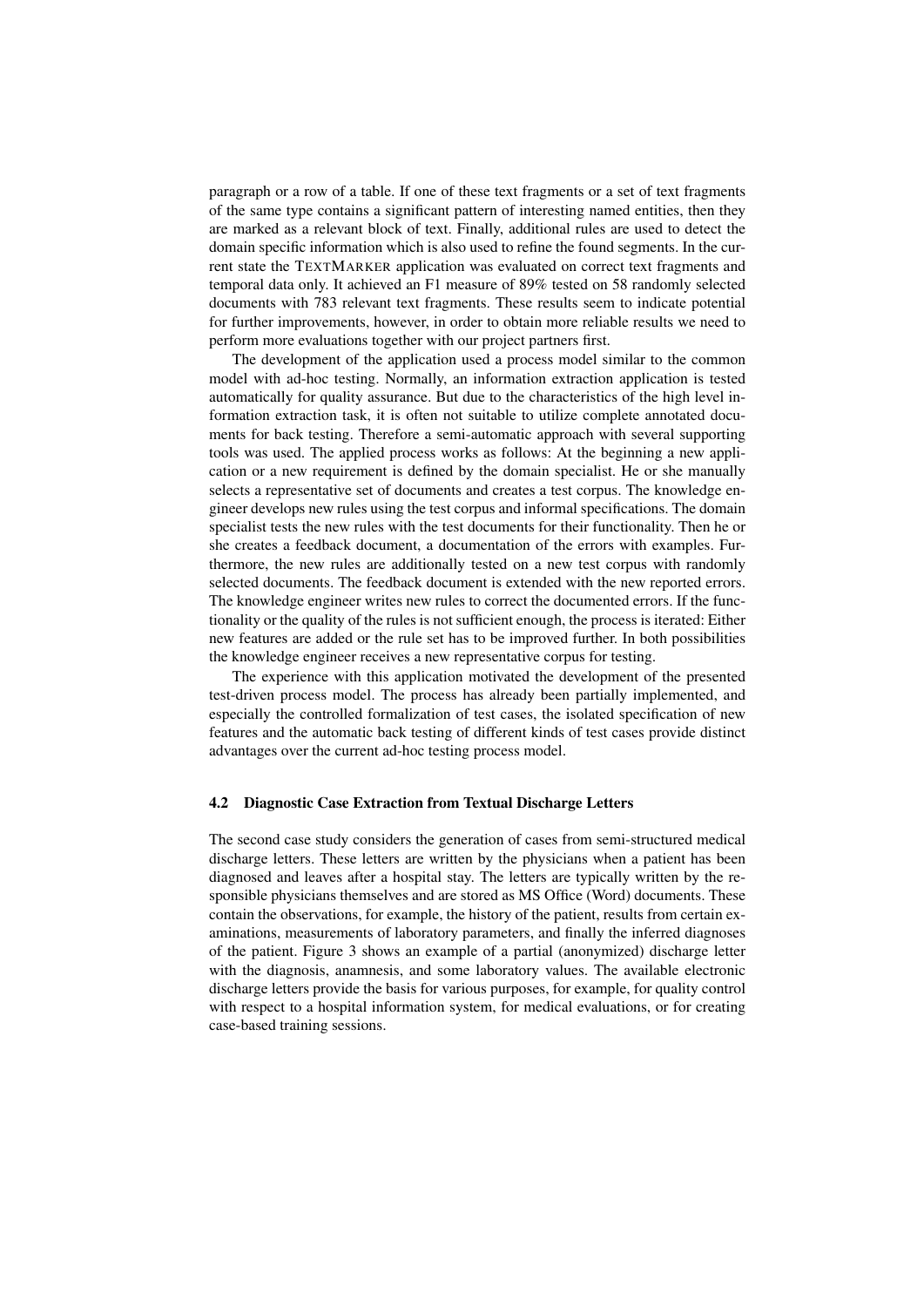paragraph or a row of a table. If one of these text fragments or a set of text fragments of the same type contains a significant pattern of interesting named entities, then they are marked as a relevant block of text. Finally, additional rules are used to detect the domain specific information which is also used to refine the found segments. In the current state the TEXTMARKER application was evaluated on correct text fragments and temporal data only. It achieved an F1 measure of 89% tested on 58 randomly selected documents with 783 relevant text fragments. These results seem to indicate potential for further improvements, however, in order to obtain more reliable results we need to perform more evaluations together with our project partners first.

The development of the application used a process model similar to the common model with ad-hoc testing. Normally, an information extraction application is tested automatically for quality assurance. But due to the characteristics of the high level information extraction task, it is often not suitable to utilize complete annotated documents for back testing. Therefore a semi-automatic approach with several supporting tools was used. The applied process works as follows: At the beginning a new application or a new requirement is defined by the domain specialist. He or she manually selects a representative set of documents and creates a test corpus. The knowledge engineer develops new rules using the test corpus and informal specifications. The domain specialist tests the new rules with the test documents for their functionality. Then he or she creates a feedback document, a documentation of the errors with examples. Furthermore, the new rules are additionally tested on a new test corpus with randomly selected documents. The feedback document is extended with the new reported errors. The knowledge engineer writes new rules to correct the documented errors. If the functionality or the quality of the rules is not sufficient enough, the process is iterated: Either new features are added or the rule set has to be improved further. In both possibilities the knowledge engineer receives a new representative corpus for testing.

The experience with this application motivated the development of the presented test-driven process model. The process has already been partially implemented, and especially the controlled formalization of test cases, the isolated specification of new features and the automatic back testing of different kinds of test cases provide distinct advantages over the current ad-hoc testing process model.

### 4.2 Diagnostic Case Extraction from Textual Discharge Letters

The second case study considers the generation of cases from semi-structured medical discharge letters. These letters are written by the physicians when a patient has been diagnosed and leaves after a hospital stay. The letters are typically written by the responsible physicians themselves and are stored as MS Office (Word) documents. These contain the observations, for example, the history of the patient, results from certain examinations, measurements of laboratory parameters, and finally the inferred diagnoses of the patient. Figure 3 shows an example of a partial (anonymized) discharge letter with the diagnosis, anamnesis, and some laboratory values. The available electronic discharge letters provide the basis for various purposes, for example, for quality control with respect to a hospital information system, for medical evaluations, or for creating case-based training sessions.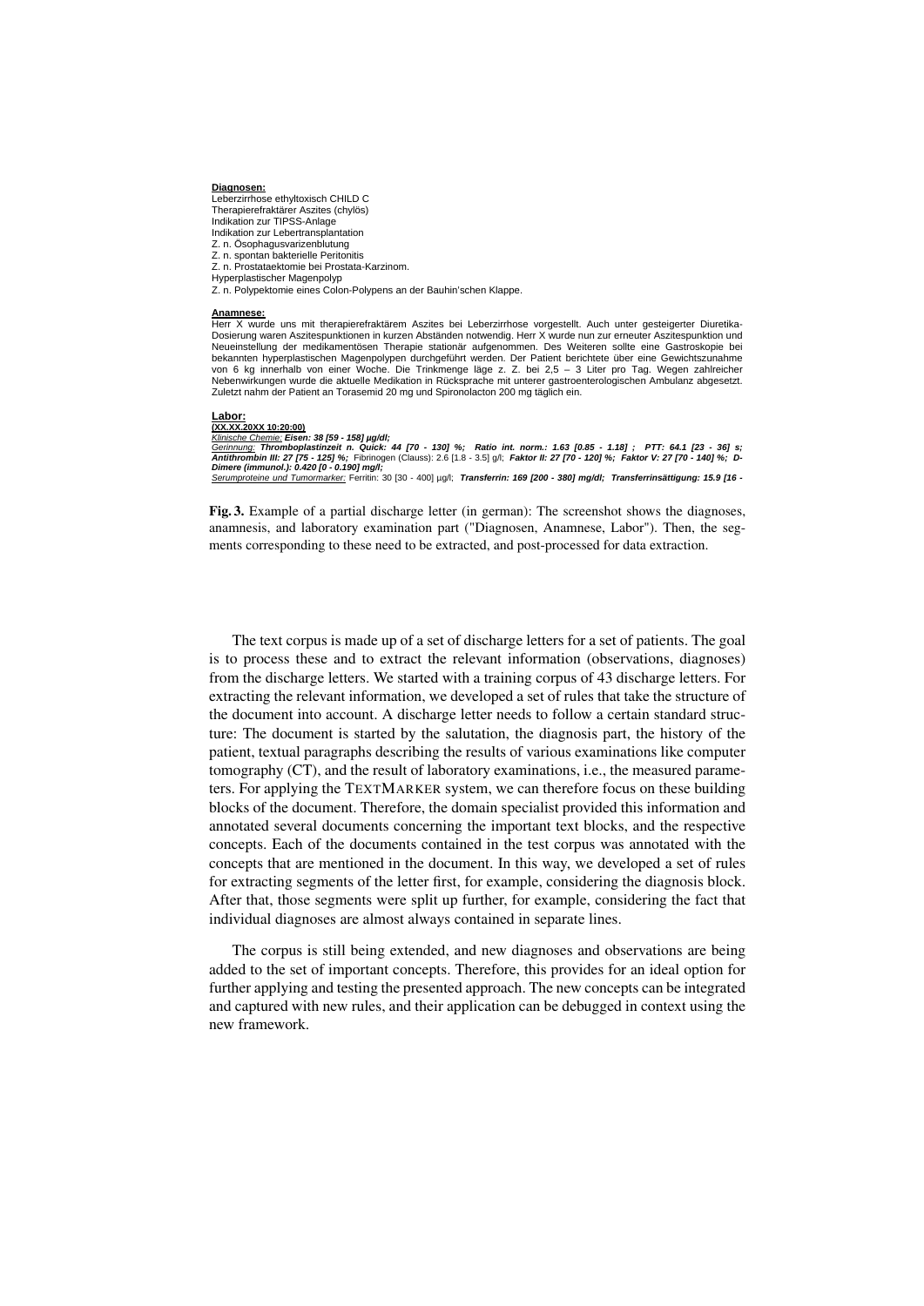**Diagnosen:**
Leberzirrhose ethyltoxisch CHILD C
Therapierefraktärer Aszites (chylös)
Indikation zur TIPSS-Anlage
Indikation zur Lebertransplantation
Z. n. Ösophagusvarizenblutung
Z. n. spontan bakterielle Peritonitis
Z. n. Prostataektomie bei Prostata-Karzinom.
Hyperplastischer Magenpolyp
Z. n. Polypektomie eines Colon-Polypens an der Bauhin'schen Klappe.

**Anamnese:**
Herr X wurde uns mit therapierefraktärem Aszites bei Leberzirrhose vorgestellt. Auch unter gesteigerter Diuretika-Dosierung waren Aszitespunktionen in kurzen Abständen notwendig. Herr X wurde nun zur erneuter Aszitespunktion und Neueinstellung der medikamentösen Therapie stationär aufgenommen. Des Weiteren sollte eine Gastroskopie bei bekannten hyperplastischen Magenpolypen durchgeführt werden. Der Patient berichtete über eine Gewichtszunahme von 6 kg innerhalb von einer Woche. Die Trinkmenge läge z. Z. bei 2,5 – 3 Liter pro Tag. Wegen zahlreicher Nebenwirkungen wurde die aktuelle Medikation in Rücksprache mit unterer gastroenterologischen Ambulanz abgesetzt. Zuletzt nahm der Patient an Torasemid 20 mg und Spironolacton 200 mg täglich ein.

**Labor:**
**(XX.XX.20XX 10:20:00)**
*Klinische Chemie:* ***Eisen: 38 [59 - 158] µg/dl;***
*Gerinnung:* ***Thromboplastinzeit n. Quick: 44 [70 - 130] %; Ratio int. norm.: 1.63 [0.85 - 1.18] ; PTT: 64.1 [23 - 36] s; Antithrombin III: 27 [75 - 125] %;*** Fibrinogen (Clauss): 2.6 [1.8 - 3.5] g/l; ***Faktor II: 27 [70 - 120] %; Faktor V: 27 [70 - 140] %; D-Dimere (immunol.): 0.420 [0 - 0.190] mg/l;***
*Serumproteine und Tumormarker:* Ferritin: 30 [30 - 400] µg/l; ***Transferrin: 169 [200 - 380] mg/dl; Transferrinsättigung: 15.9 [16 -***

**Fig. 3.** Example of a partial discharge letter (in german): The screenshot shows the diagnoses, anamnesis, and laboratory examination part ("Diagnosen, Anamnese, Labor"). Then, the segments corresponding to these need to be extracted, and post-processed for data extraction.

The text corpus is made up of a set of discharge letters for a set of patients. The goal is to process these and to extract the relevant information (observations, diagnoses) from the discharge letters. We started with a training corpus of 43 discharge letters. For extracting the relevant information, we developed a set of rules that take the structure of the document into account. A discharge letter needs to follow a certain standard structure: The document is started by the salutation, the diagnosis part, the history of the patient, textual paragraphs describing the results of various examinations like computer tomography (CT), and the result of laboratory examinations, i.e., the measured parameters. For applying the TEXTMARKER system, we can therefore focus on these building blocks of the document. Therefore, the domain specialist provided this information and annotated several documents concerning the important text blocks, and the respective concepts. Each of the documents contained in the test corpus was annotated with the concepts that are mentioned in the document. In this way, we developed a set of rules for extracting segments of the letter first, for example, considering the diagnosis block. After that, those segments were split up further, for example, considering the fact that individual diagnoses are almost always contained in separate lines.

The corpus is still being extended, and new diagnoses and observations are being added to the set of important concepts. Therefore, this provides for an ideal option for further applying and testing the presented approach. The new concepts can be integrated and captured with new rules, and their application can be debugged in context using the new framework.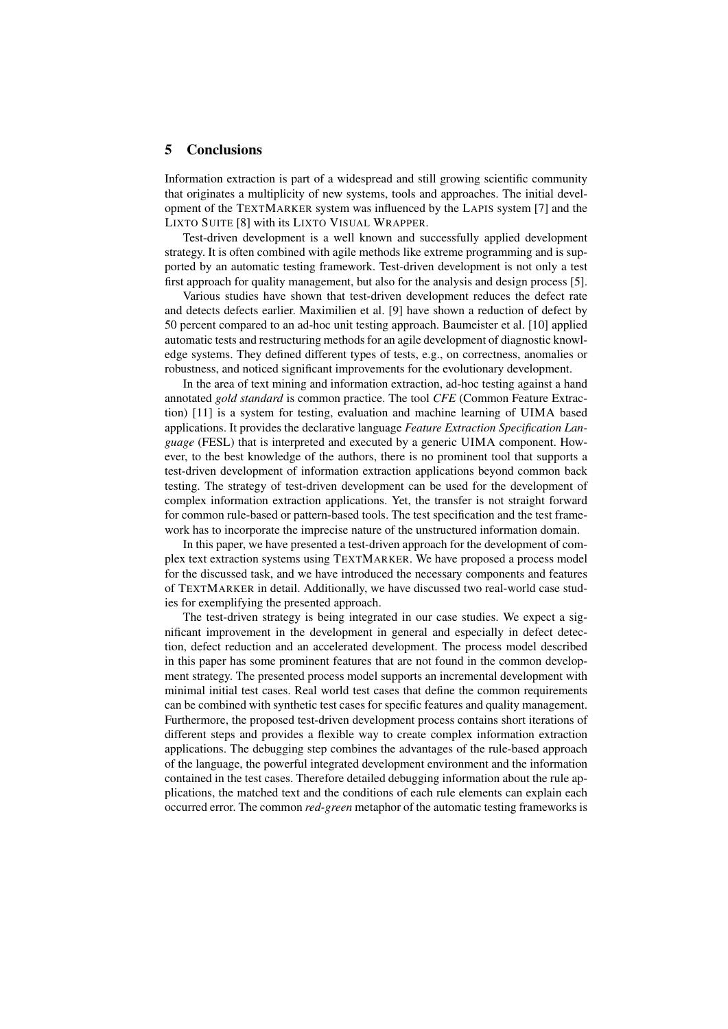## 5 Conclusions

Information extraction is part of a widespread and still growing scientific community that originates a multiplicity of new systems, tools and approaches. The initial development of the TEXTMARKER system was influenced by the LAPIS system [7] and the LIXTO SUITE [8] with its LIXTO VISUAL WRAPPER.

Test-driven development is a well known and successfully applied development strategy. It is often combined with agile methods like extreme programming and is supported by an automatic testing framework. Test-driven development is not only a test first approach for quality management, but also for the analysis and design process [5].

Various studies have shown that test-driven development reduces the defect rate and detects defects earlier. Maximilien et al. [9] have shown a reduction of defect by 50 percent compared to an ad-hoc unit testing approach. Baumeister et al. [10] applied automatic tests and restructuring methods for an agile development of diagnostic knowledge systems. They defined different types of tests, e.g., on correctness, anomalies or robustness, and noticed significant improvements for the evolutionary development.

In the area of text mining and information extraction, ad-hoc testing against a hand annotated *gold standard* is common practice. The tool *CFE* (Common Feature Extraction) [11] is a system for testing, evaluation and machine learning of UIMA based applications. It provides the declarative language *Feature Extraction Specification Language* (FESL) that is interpreted and executed by a generic UIMA component. However, to the best knowledge of the authors, there is no prominent tool that supports a test-driven development of information extraction applications beyond common back testing. The strategy of test-driven development can be used for the development of complex information extraction applications. Yet, the transfer is not straight forward for common rule-based or pattern-based tools. The test specification and the test framework has to incorporate the imprecise nature of the unstructured information domain.

In this paper, we have presented a test-driven approach for the development of complex text extraction systems using TEXTMARKER. We have proposed a process model for the discussed task, and we have introduced the necessary components and features of TEXTMARKER in detail. Additionally, we have discussed two real-world case studies for exemplifying the presented approach.

The test-driven strategy is being integrated in our case studies. We expect a significant improvement in the development in general and especially in defect detection, defect reduction and an accelerated development. The process model described in this paper has some prominent features that are not found in the common development strategy. The presented process model supports an incremental development with minimal initial test cases. Real world test cases that define the common requirements can be combined with synthetic test cases for specific features and quality management. Furthermore, the proposed test-driven development process contains short iterations of different steps and provides a flexible way to create complex information extraction applications. The debugging step combines the advantages of the rule-based approach of the language, the powerful integrated development environment and the information contained in the test cases. Therefore detailed debugging information about the rule applications, the matched text and the conditions of each rule elements can explain each occurred error. The common *red-green* metaphor of the automatic testing frameworks is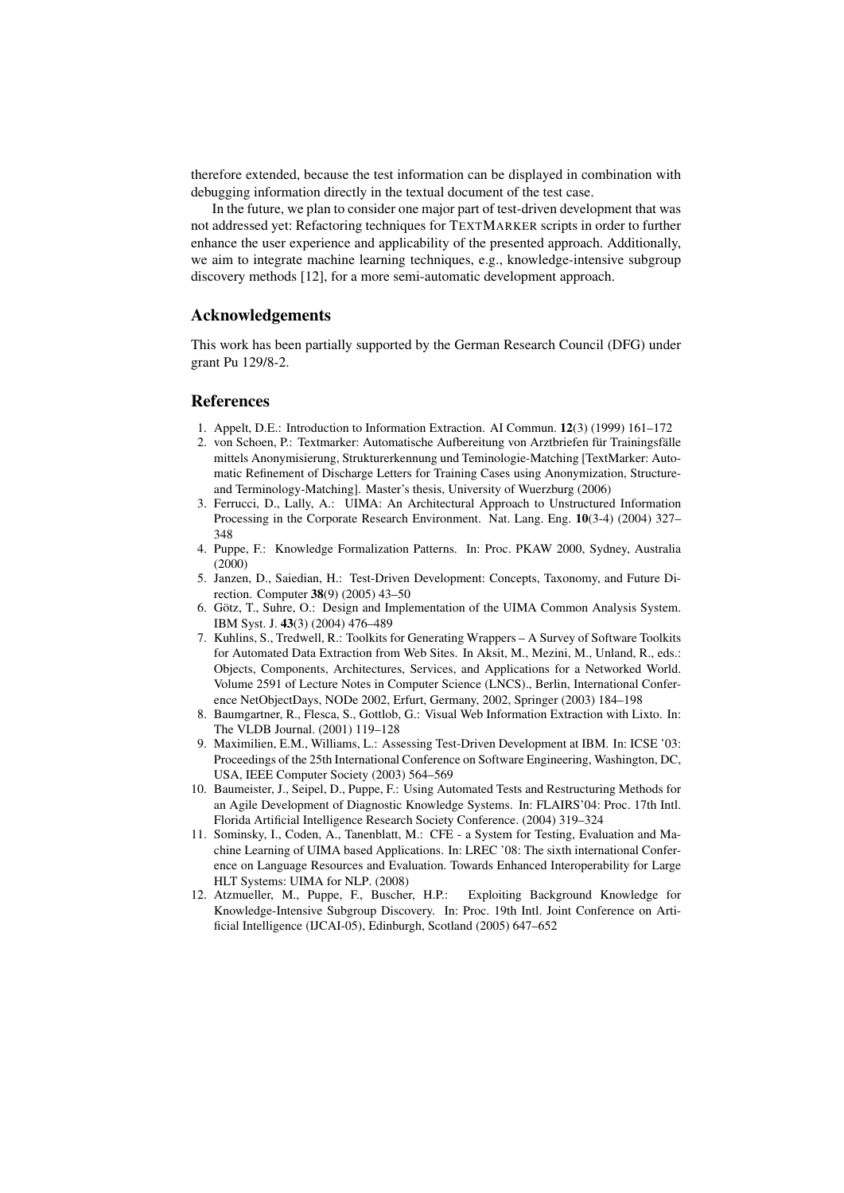therefore extended, because the test information can be displayed in combination with debugging information directly in the textual document of the test case.

In the future, we plan to consider one major part of test-driven development that was not addressed yet: Refactoring techniques for TEXTMARKER scripts in order to further enhance the user experience and applicability of the presented approach. Additionally, we aim to integrate machine learning techniques, e.g., knowledge-intensive subgroup discovery methods [12], for a more semi-automatic development approach.

## Acknowledgements

This work has been partially supported by the German Research Council (DFG) under grant Pu 129/8-2.

## References

1. Appelt, D.E.: Introduction to Information Extraction. AI Commun. **12**(3) (1999) 161–172
2. von Schoen, P.: Textmarker: Automatische Aufbereitung von Arztbriefen für Trainingsfälle mittels Anonymisierung, Strukturerkennung und Teminologie-Matching [TextMarker: Automatic Refinement of Discharge Letters for Training Cases using Anonymization, Structure- and Terminology-Matching]. Master's thesis, University of Wuerzburg (2006)
3. Ferrucci, D., Lally, A.: UIMA: An Architectural Approach to Unstructured Information Processing in the Corporate Research Environment. Nat. Lang. Eng. **10**(3-4) (2004) 327–348
4. Puppe, F.: Knowledge Formalization Patterns. In: Proc. PKAW 2000, Sydney, Australia (2000)
5. Janzen, D., Saiedian, H.: Test-Driven Development: Concepts, Taxonomy, and Future Direction. Computer **38**(9) (2005) 43–50
6. Götz, T., Suhre, O.: Design and Implementation of the UIMA Common Analysis System. IBM Syst. J. **43**(3) (2004) 476–489
7. Kuhlins, S., Tredwell, R.: Toolkits for Generating Wrappers – A Survey of Software Toolkits for Automated Data Extraction from Web Sites. In Aksit, M., Mezini, M., Unland, R., eds.: Objects, Components, Architectures, Services, and Applications for a Networked World. Volume 2591 of Lecture Notes in Computer Science (LNCS)., Berlin, International Conference NetObjectDays, NODe 2002, Erfurt, Germany, 2002, Springer (2003) 184–198
8. Baumgartner, R., Flesca, S., Gottlob, G.: Visual Web Information Extraction with Lixto. In: The VLDB Journal. (2001) 119–128
9. Maximilien, E.M., Williams, L.: Assessing Test-Driven Development at IBM. In: ICSE '03: Proceedings of the 25th International Conference on Software Engineering, Washington, DC, USA, IEEE Computer Society (2003) 564–569
10. Baumeister, J., Seipel, D., Puppe, F.: Using Automated Tests and Restructuring Methods for an Agile Development of Diagnostic Knowledge Systems. In: FLAIRS'04: Proc. 17th Intl. Florida Artificial Intelligence Research Society Conference. (2004) 319–324
11. Sominsky, I., Coden, A., Tanenblatt, M.: CFE - a System for Testing, Evaluation and Machine Learning of UIMA based Applications. In: LREC '08: The sixth international Conference on Language Resources and Evaluation. Towards Enhanced Interoperability for Large HLT Systems: UIMA for NLP. (2008)
12. Atzmueller, M., Puppe, F., Buscher, H.P.: Exploiting Background Knowledge for Knowledge-Intensive Subgroup Discovery. In: Proc. 19th Intl. Joint Conference on Artificial Intelligence (IJCAI-05), Edinburgh, Scotland (2005) 647–652